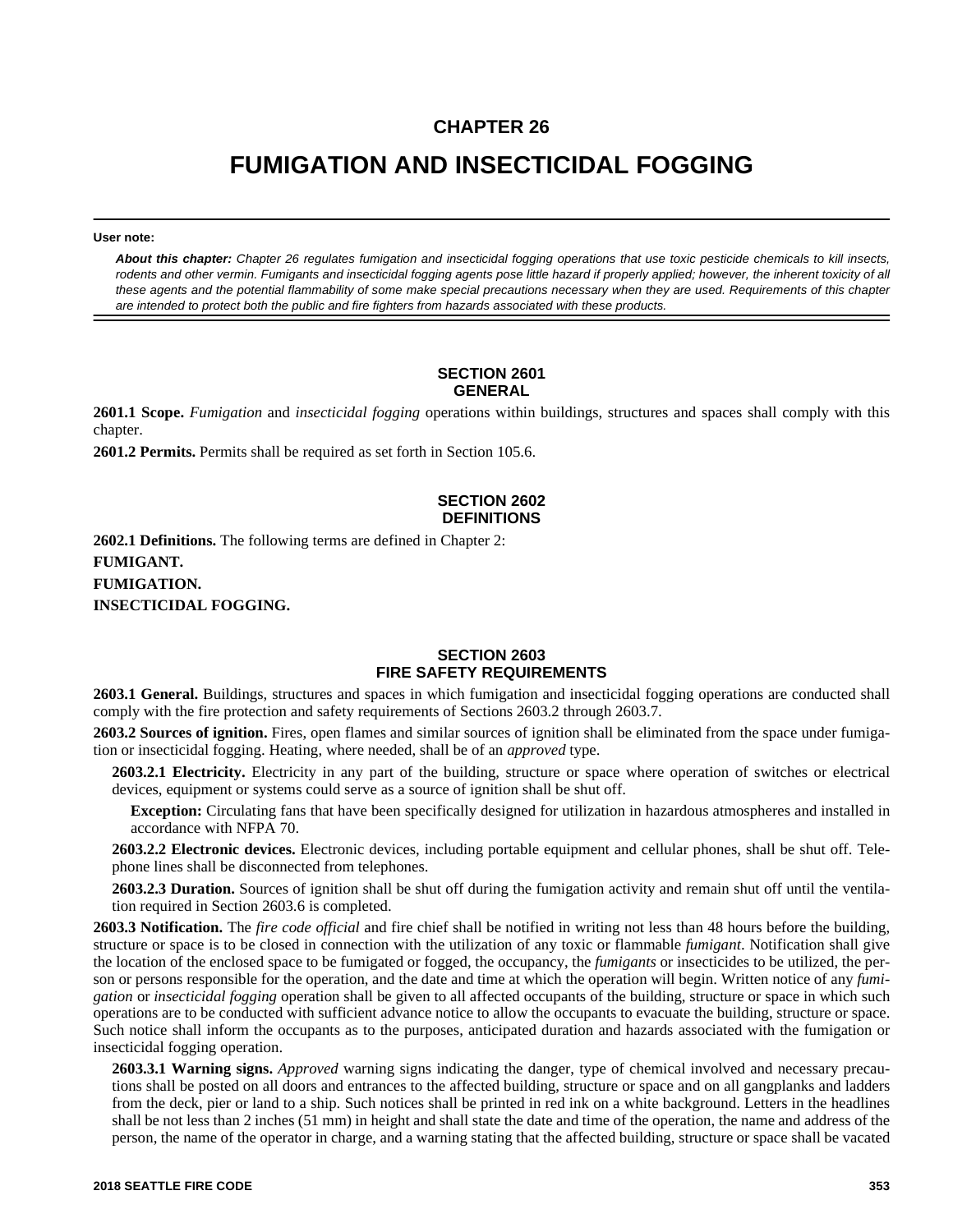# CHAPTER 26

# FUMIGATION AND INSECTICIDAL FOGGING

**User note:**

***About this chapter:*** *Chapter 26 regulates fumigation and insecticidal fogging operations that use toxic pesticide chemicals to kill insects, rodents and other vermin. Fumigants and insecticidal fogging agents pose little hazard if properly applied; however, the inherent toxicity of all these agents and the potential flammability of some make special precautions necessary when they are used. Requirements of this chapter are intended to protect both the public and fire fighters from hazards associated with these products.*

## SECTION 2601 GENERAL

**2601.1 Scope.** *Fumigation* and *insecticidal fogging* operations within buildings, structures and spaces shall comply with this chapter.

**2601.2 Permits.** Permits shall be required as set forth in Section 105.6.

## SECTION 2602 DEFINITIONS

**2602.1 Definitions.** The following terms are defined in Chapter 2:

**FUMIGANT.**

**FUMIGATION.**

**INSECTICIDAL FOGGING.**

## SECTION 2603 FIRE SAFETY REQUIREMENTS

**2603.1 General.** Buildings, structures and spaces in which fumigation and insecticidal fogging operations are conducted shall comply with the fire protection and safety requirements of Sections 2603.2 through 2603.7.

**2603.2 Sources of ignition.** Fires, open flames and similar sources of ignition shall be eliminated from the space under fumigation or insecticidal fogging. Heating, where needed, shall be of an *approved* type.

**2603.2.1 Electricity.** Electricity in any part of the building, structure or space where operation of switches or electrical devices, equipment or systems could serve as a source of ignition shall be shut off.

**Exception:** Circulating fans that have been specifically designed for utilization in hazardous atmospheres and installed in accordance with NFPA 70.

**2603.2.2 Electronic devices.** Electronic devices, including portable equipment and cellular phones, shall be shut off. Telephone lines shall be disconnected from telephones.

**2603.2.3 Duration.** Sources of ignition shall be shut off during the fumigation activity and remain shut off until the ventilation required in Section 2603.6 is completed.

**2603.3 Notification.** The *fire code official* and fire chief shall be notified in writing not less than 48 hours before the building, structure or space is to be closed in connection with the utilization of any toxic or flammable *fumigant*. Notification shall give the location of the enclosed space to be fumigated or fogged, the occupancy, the *fumigants* or insecticides to be utilized, the person or persons responsible for the operation, and the date and time at which the operation will begin. Written notice of any *fumigation* or *insecticidal fogging* operation shall be given to all affected occupants of the building, structure or space in which such operations are to be conducted with sufficient advance notice to allow the occupants to evacuate the building, structure or space. Such notice shall inform the occupants as to the purposes, anticipated duration and hazards associated with the fumigation or insecticidal fogging operation.

**2603.3.1 Warning signs.** *Approved* warning signs indicating the danger, type of chemical involved and necessary precautions shall be posted on all doors and entrances to the affected building, structure or space and on all gangplanks and ladders from the deck, pier or land to a ship. Such notices shall be printed in red ink on a white background. Letters in the headlines shall be not less than 2 inches (51 mm) in height and shall state the date and time of the operation, the name and address of the person, the name of the operator in charge, and a warning stating that the affected building, structure or space shall be vacated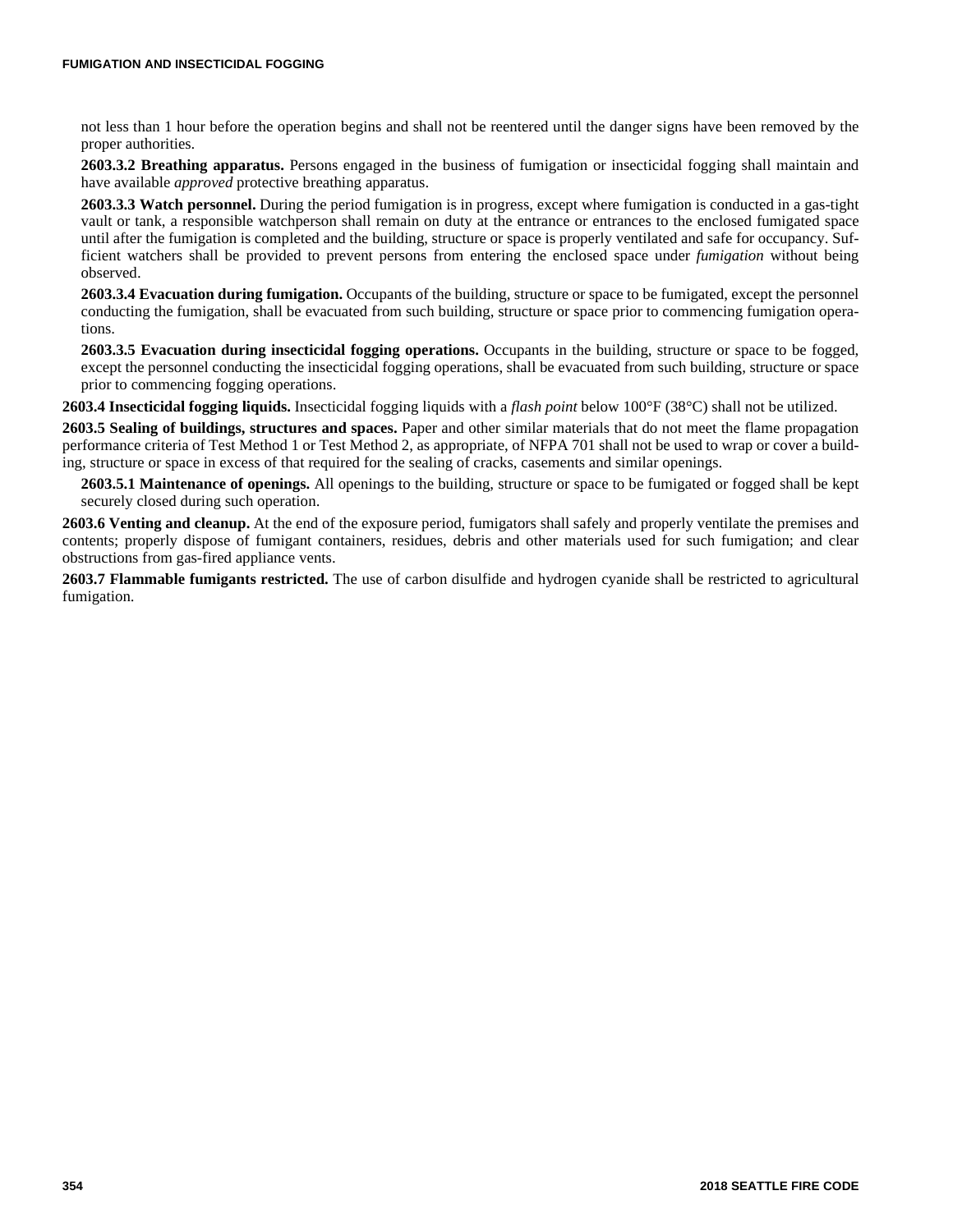not less than 1 hour before the operation begins and shall not be reentered until the danger signs have been removed by the proper authorities.

**2603.3.2 Breathing apparatus.** Persons engaged in the business of fumigation or insecticidal fogging shall maintain and have available *approved* protective breathing apparatus.

**2603.3.3 Watch personnel.** During the period fumigation is in progress, except where fumigation is conducted in a gas-tight vault or tank, a responsible watchperson shall remain on duty at the entrance or entrances to the enclosed fumigated space until after the fumigation is completed and the building, structure or space is properly ventilated and safe for occupancy. Sufficient watchers shall be provided to prevent persons from entering the enclosed space under *fumigation* without being observed.

**2603.3.4 Evacuation during fumigation.** Occupants of the building, structure or space to be fumigated, except the personnel conducting the fumigation, shall be evacuated from such building, structure or space prior to commencing fumigation operations.

**2603.3.5 Evacuation during insecticidal fogging operations.** Occupants in the building, structure or space to be fogged, except the personnel conducting the insecticidal fogging operations, shall be evacuated from such building, structure or space prior to commencing fogging operations.

**2603.4 Insecticidal fogging liquids.** Insecticidal fogging liquids with a *flash point* below 100°F (38°C) shall not be utilized.

**2603.5 Sealing of buildings, structures and spaces.** Paper and other similar materials that do not meet the flame propagation performance criteria of Test Method 1 or Test Method 2, as appropriate, of NFPA 701 shall not be used to wrap or cover a building, structure or space in excess of that required for the sealing of cracks, casements and similar openings.

**2603.5.1 Maintenance of openings.** All openings to the building, structure or space to be fumigated or fogged shall be kept securely closed during such operation.

**2603.6 Venting and cleanup.** At the end of the exposure period, fumigators shall safely and properly ventilate the premises and contents; properly dispose of fumigant containers, residues, debris and other materials used for such fumigation; and clear obstructions from gas-fired appliance vents.

**2603.7 Flammable fumigants restricted.** The use of carbon disulfide and hydrogen cyanide shall be restricted to agricultural fumigation.